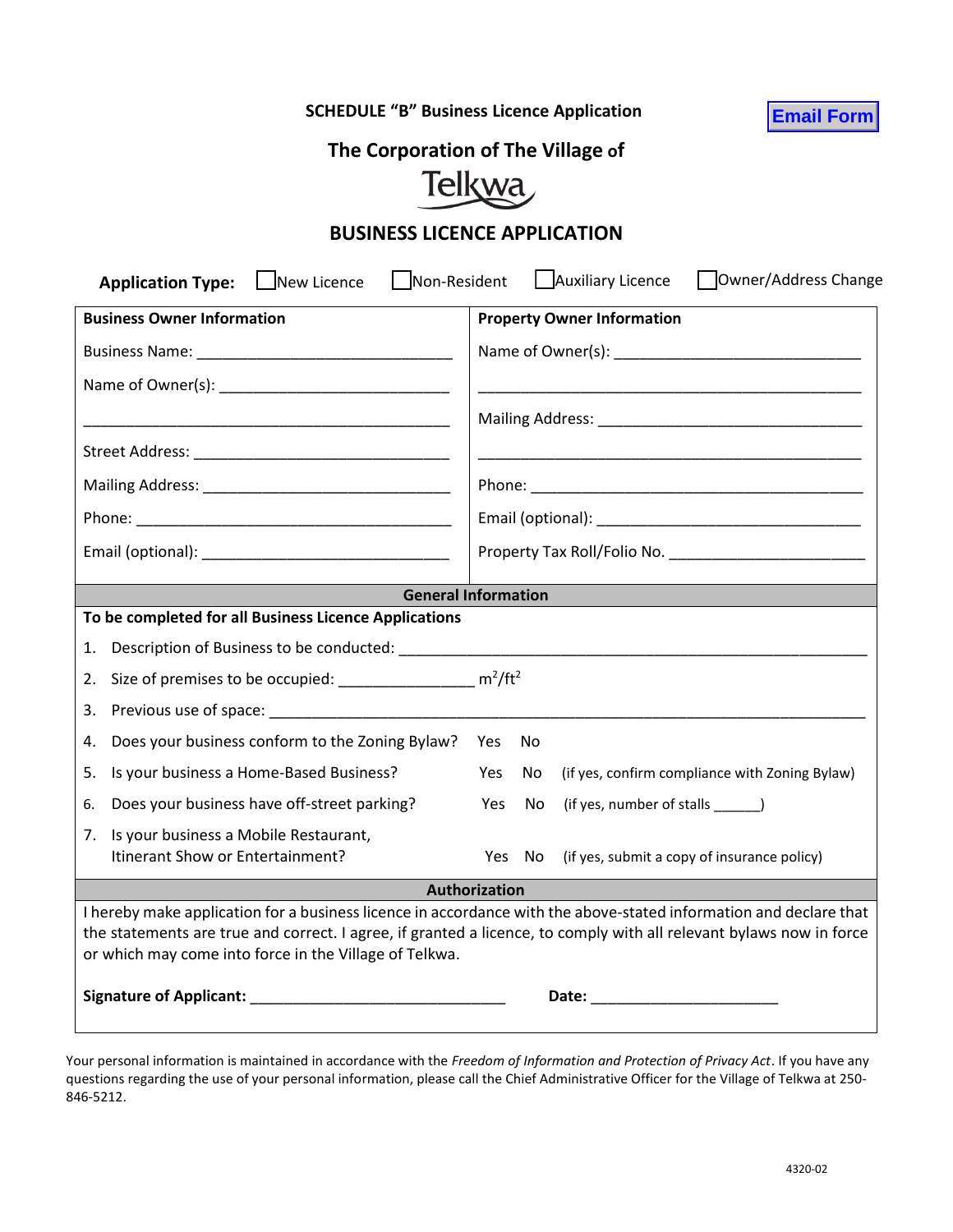**SCHEDULE "B" Business Licence Application**

Email Form

## The Corporation of The Village of

Telkwa

## BUSINESS LICENCE APPLICATION

**Application Type:** ☐ New Licence ☐ Non-Resident ☐ Auxiliary Licence ☐ Owner/Address Change

| **Business Owner Information** | **Property Owner Information** |
|---|---|
| Business Name: ______________________________ | Name of Owner(s): ____________________________ |
| Name of Owner(s): ___________________________ | ____________________________________________ |
| ____________________________________________ | Mailing Address: _______________________________ |
| Street Address: ______________________________ | ____________________________________________ |
| Mailing Address: _____________________________ | Phone: ________________________________________ |
| Phone: _____________________________________ | Email (optional): _______________________________ |
| Email (optional): _____________________________ | Property Tax Roll/Folio No. ______________________ |

### General Information

**To be completed for all Business Licence Applications**

1. Description of Business to be conducted: ______________________________________________________
2. Size of premises to be occupied: _______________ $m^2/ft^2$
3. Previous use of space: ______________________________________________________________________
4. Does your business conform to the Zoning Bylaw? Yes No
5. Is your business a Home-Based Business? Yes No (if yes, confirm compliance with Zoning Bylaw)
6. Does your business have off-street parking? Yes No (if yes, number of stalls ______)
7. Is your business a Mobile Restaurant, Itinerant Show or Entertainment? Yes No (if yes, submit a copy of insurance policy)

### Authorization

I hereby make application for a business licence in accordance with the above-stated information and declare that the statements are true and correct. I agree, if granted a licence, to comply with all relevant bylaws now in force or which may come into force in the Village of Telkwa.

**Signature of Applicant:** ______________________________ **Date:** ______________________

Your personal information is maintained in accordance with the *Freedom of Information and Protection of Privacy Act*. If you have any questions regarding the use of your personal information, please call the Chief Administrative Officer for the Village of Telkwa at 250-846-5212.

4320-02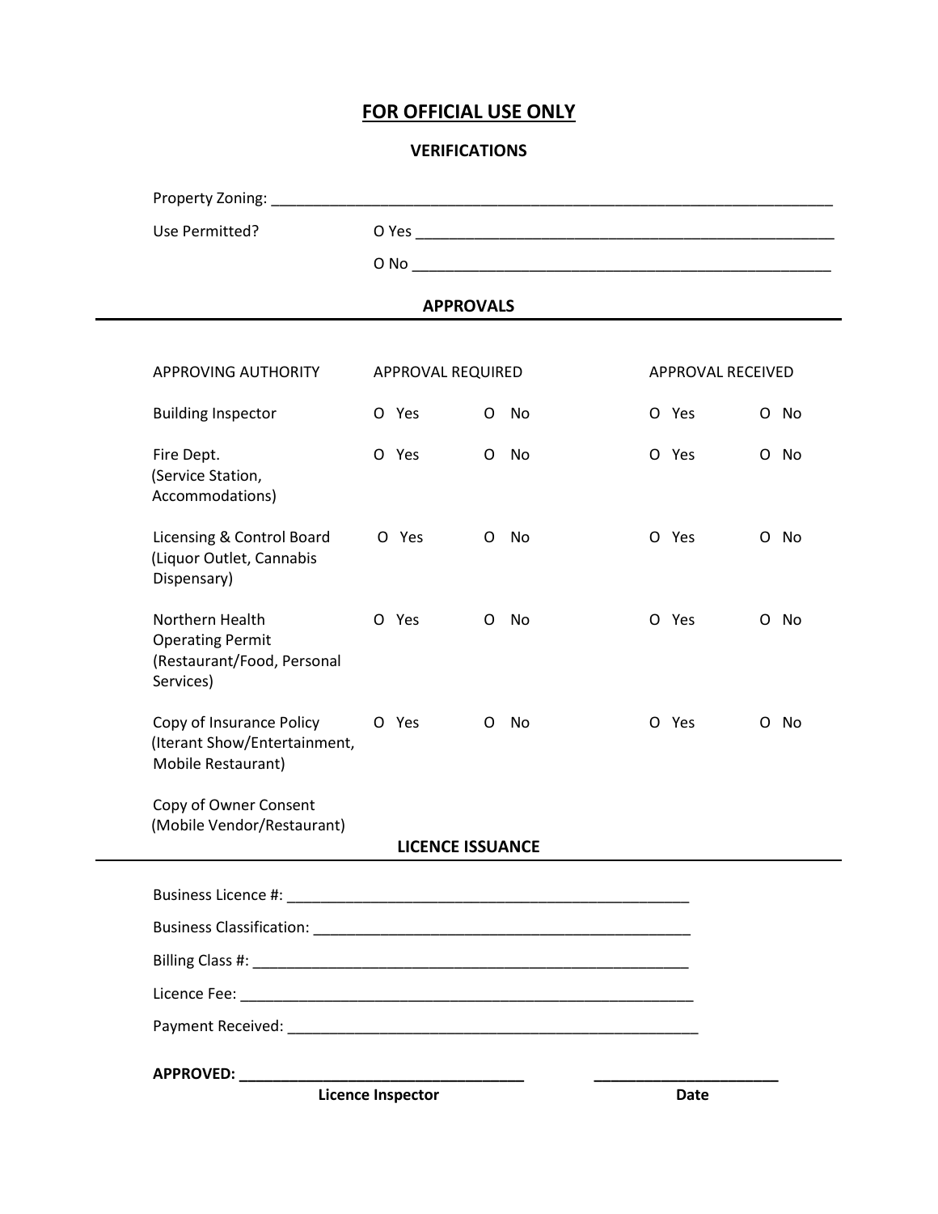# FOR OFFICIAL USE ONLY

## VERIFICATIONS

Property Zoning: ______________________________________________________________________

Use Permitted? O Yes ____________________________________________________

O No ____________________________________________________

## APPROVALS

| APPROVING AUTHORITY | APPROVAL REQUIRED | | APPROVAL RECEIVED | |
|---|---|---|---|---|
| Building Inspector | O Yes | O No | O Yes | O No |
| Fire Dept. (Service Station, Accommodations) | O Yes | O No | O Yes | O No |
| Licensing & Control Board (Liquor Outlet, Cannabis Dispensary) | O Yes | O No | O Yes | O No |
| Northern Health Operating Permit (Restaurant/Food, Personal Services) | O Yes | O No | O Yes | O No |
| Copy of Insurance Policy (Iterant Show/Entertainment, Mobile Restaurant) | O Yes | O No | O Yes | O No |
| Copy of Owner Consent (Mobile Vendor/Restaurant) | | | | |

## LICENCE ISSUANCE

Business Licence #: ______________________________________________

Business Classification: __________________________________________

Billing Class #: __________________________________________________

Licence Fee: ____________________________________________________

Payment Received: _______________________________________________

**APPROVED:** _________________________________ ______________________

**Licence Inspector** **Date**